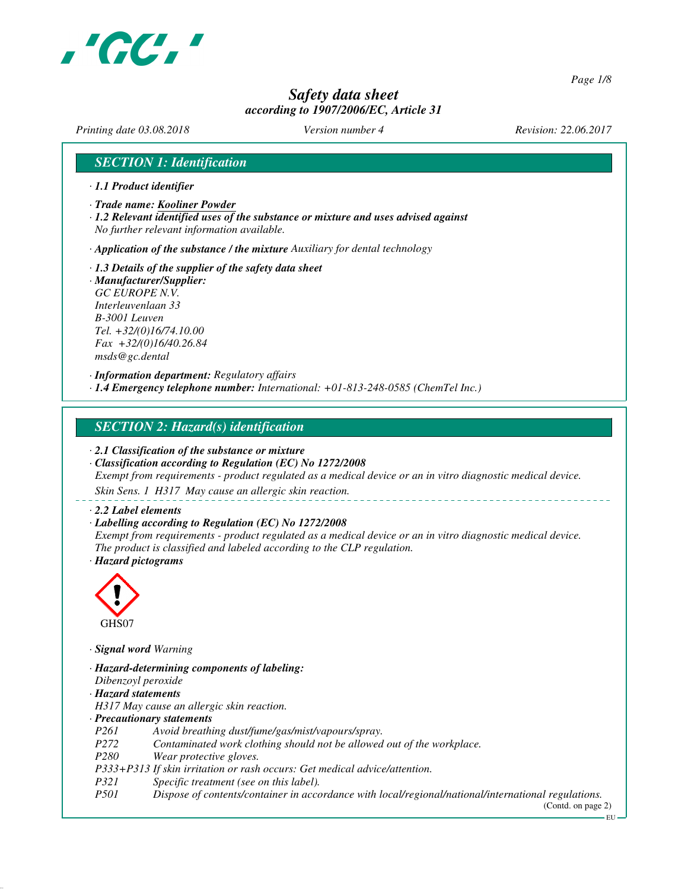# Safety data sheet

*according to 1907/2006/EC, Article 31*

*Printing date 03.08.2018* *Version number 4* *Revision: 22.06.2017*

## SECTION 1: Identification

· **1.1 Product identifier**

· **Trade name: Kooliner Powder**

· **1.2 Relevant identified uses of the substance or mixture and uses advised against**
No further relevant information available.

· **Application of the substance / the mixture** Auxiliary for dental technology

· **1.3 Details of the supplier of the safety data sheet**

· **Manufacturer/Supplier:**
GC EUROPE N.V.
Interleuvenlaan 33
B-3001 Leuven
Tel. +32/(0)16/74.10.00
Fax +32/(0)16/40.26.84
msds@gc.dental

· **Information department:** Regulatory affairs

· **1.4 Emergency telephone number:** International: +01-813-248-0585 (ChemTel Inc.)

## SECTION 2: Hazard(s) identification

· **2.1 Classification of the substance or mixture**

· **Classification according to Regulation (EC) No 1272/2008**
Exempt from requirements - product regulated as a medical device or an in vitro diagnostic medical device.

Skin Sens. 1 H317 May cause an allergic skin reaction.

· **2.2 Label elements**

· **Labelling according to Regulation (EC) No 1272/2008**
Exempt from requirements - product regulated as a medical device or an in vitro diagnostic medical device.
The product is classified and labeled according to the CLP regulation.

· **Hazard pictograms**

GHS07

· **Signal word** Warning

· **Hazard-determining components of labeling:**
Dibenzoyl peroxide

· **Hazard statements**
H317 May cause an allergic skin reaction.

· **Precautionary statements**

P261 Avoid breathing dust/fume/gas/mist/vapours/spray.
P272 Contaminated work clothing should not be allowed out of the workplace.
P280 Wear protective gloves.
P333+P313 If skin irritation or rash occurs: Get medical advice/attention.
P321 Specific treatment (see on this label).
P501 Dispose of contents/container in accordance with local/regional/national/international regulations.

(Contd. on page 2)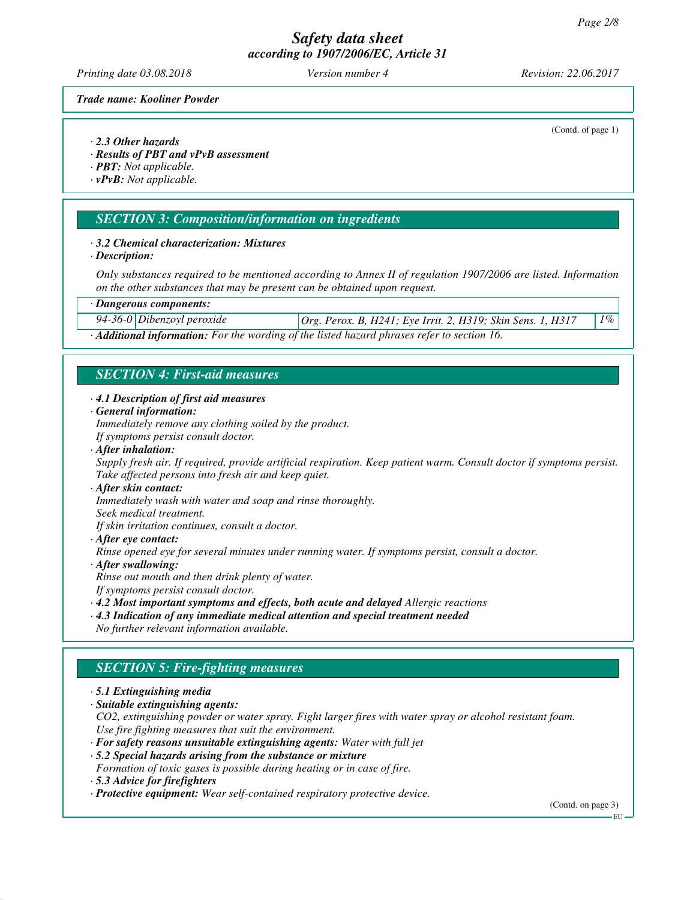Trade name: Kooliner Powder

(Contd. of page 1)

· **2.3 Other hazards**
· **Results of PBT and vPvB assessment**
· **PBT:** Not applicable.
· **vPvB:** Not applicable.

## SECTION 3: Composition/information on ingredients

· **3.2 Chemical characterization: Mixtures**
· **Description:**

Only substances required to be mentioned according to Annex II of regulation 1907/2006 are listed. Information on the other substances that may be present can be obtained upon request.

| · Dangerous components: | | | |
|---|---|---|---|
| 94-36-0 | Dibenzoyl peroxide | Org. Perox. B, H241; Eye Irrit. 2, H319; Skin Sens. 1, H317 | 1% |

· **Additional information:** For the wording of the listed hazard phrases refer to section 16.

## SECTION 4: First-aid measures

· **4.1 Description of first aid measures**
· **General information:**
Immediately remove any clothing soiled by the product.
If symptoms persist consult doctor.
· **After inhalation:**
Supply fresh air. If required, provide artificial respiration. Keep patient warm. Consult doctor if symptoms persist.
Take affected persons into fresh air and keep quiet.
· **After skin contact:**
Immediately wash with water and soap and rinse thoroughly.
Seek medical treatment.
If skin irritation continues, consult a doctor.
· **After eye contact:**
Rinse opened eye for several minutes under running water. If symptoms persist, consult a doctor.
· **After swallowing:**
Rinse out mouth and then drink plenty of water.
If symptoms persist consult doctor.
· **4.2 Most important symptoms and effects, both acute and delayed** Allergic reactions
· **4.3 Indication of any immediate medical attention and special treatment needed**
No further relevant information available.

## SECTION 5: Fire-fighting measures

· **5.1 Extinguishing media**
· **Suitable extinguishing agents:**
$CO_2$, extinguishing powder or water spray. Fight larger fires with water spray or alcohol resistant foam.
Use fire fighting measures that suit the environment.
· **For safety reasons unsuitable extinguishing agents:** Water with full jet
· **5.2 Special hazards arising from the substance or mixture**
Formation of toxic gases is possible during heating or in case of fire.
· **5.3 Advice for firefighters**
· **Protective equipment:** Wear self-contained respiratory protective device.

(Contd. on page 3)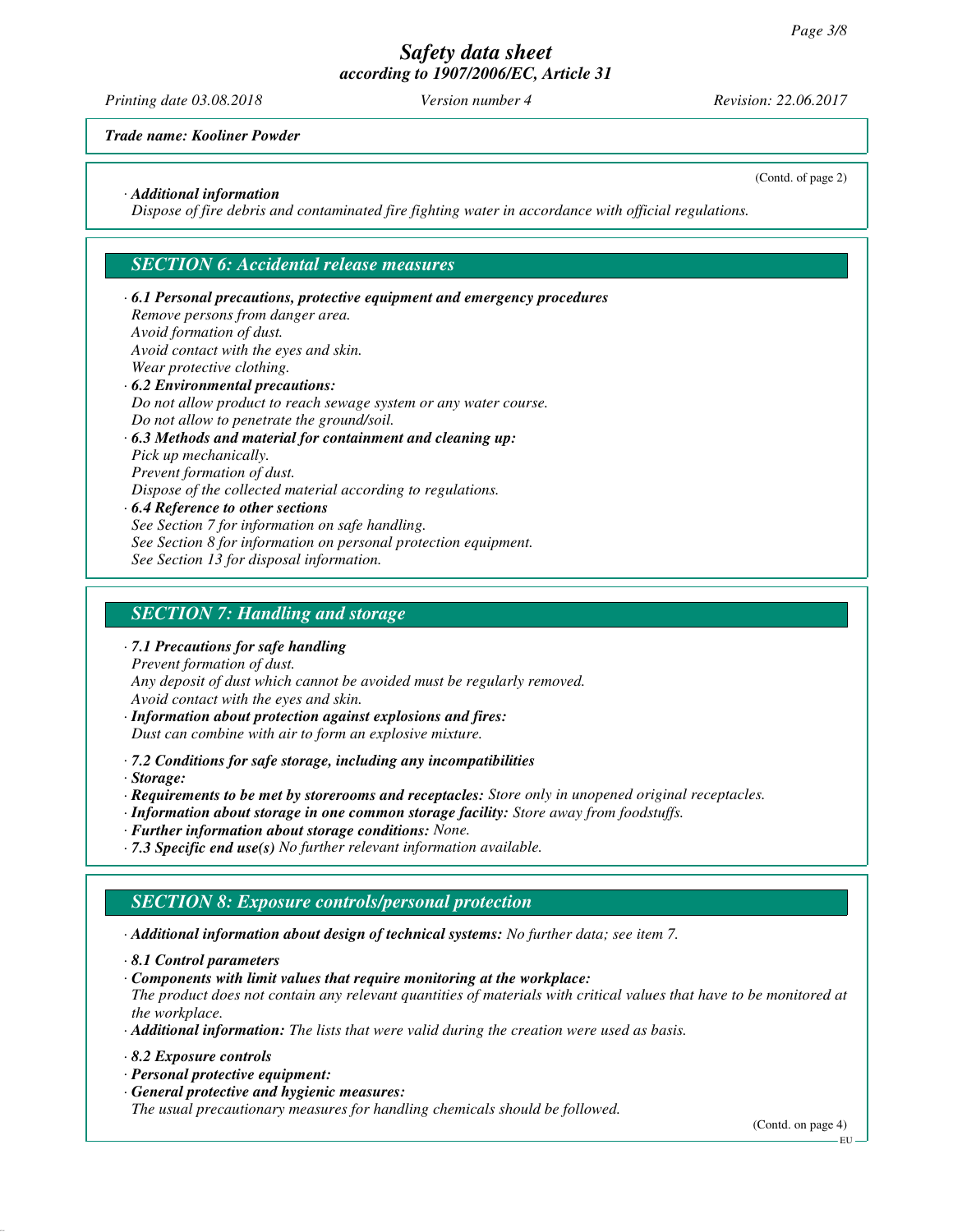*Trade name: Kooliner Powder*

(Contd. of page 2)

· ***Additional information***
*Dispose of fire debris and contaminated fire fighting water in accordance with official regulations.*

## *SECTION 6: Accidental release measures*

· ***6.1 Personal precautions, protective equipment and emergency procedures***
*Remove persons from danger area.*
*Avoid formation of dust.*
*Avoid contact with the eyes and skin.*
*Wear protective clothing.*

· ***6.2 Environmental precautions:***
*Do not allow product to reach sewage system or any water course.*
*Do not allow to penetrate the ground/soil.*

· ***6.3 Methods and material for containment and cleaning up:***
*Pick up mechanically.*
*Prevent formation of dust.*
*Dispose of the collected material according to regulations.*

· ***6.4 Reference to other sections***
*See Section 7 for information on safe handling.*
*See Section 8 for information on personal protection equipment.*
*See Section 13 for disposal information.*

## *SECTION 7: Handling and storage*

· ***7.1 Precautions for safe handling***
*Prevent formation of dust.*
*Any deposit of dust which cannot be avoided must be regularly removed.*
*Avoid contact with the eyes and skin.*

· ***Information about protection against explosions and fires:***
*Dust can combine with air to form an explosive mixture.*

· ***7.2 Conditions for safe storage, including any incompatibilities***
· ***Storage:***
· ***Requirements to be met by storerooms and receptacles:*** *Store only in unopened original receptacles.*
· ***Information about storage in one common storage facility:*** *Store away from foodstuffs.*
· ***Further information about storage conditions:*** *None.*
· ***7.3 Specific end use(s)*** *No further relevant information available.*

## *SECTION 8: Exposure controls/personal protection*

· ***Additional information about design of technical systems:*** *No further data; see item 7.*

· ***8.1 Control parameters***
· ***Components with limit values that require monitoring at the workplace:***
*The product does not contain any relevant quantities of materials with critical values that have to be monitored at the workplace.*
· ***Additional information:*** *The lists that were valid during the creation were used as basis.*

· ***8.2 Exposure controls***
· ***Personal protective equipment:***
· ***General protective and hygienic measures:***
*The usual precautionary measures for handling chemicals should be followed.*

(Contd. on page 4)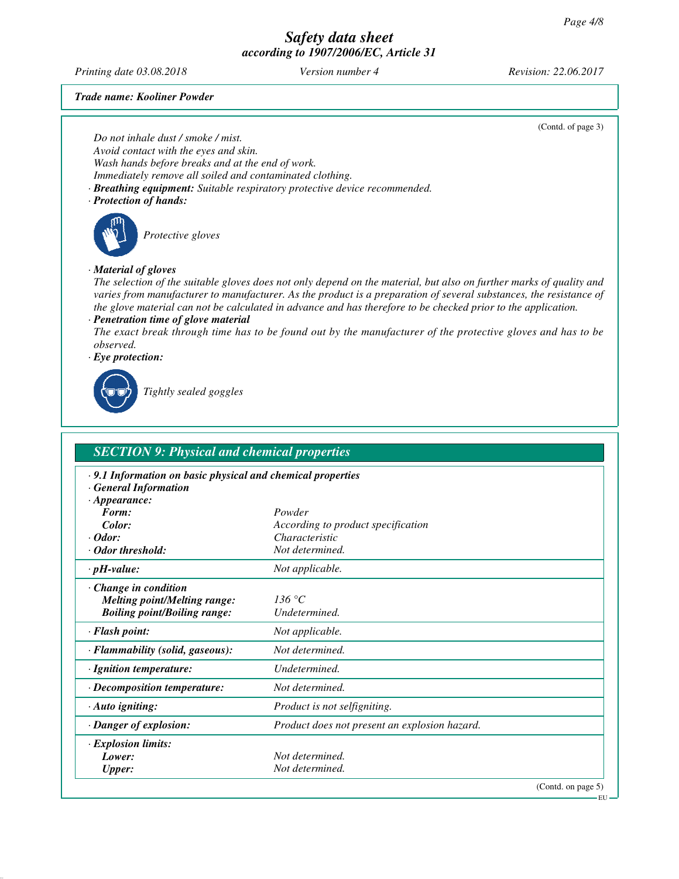**Trade name: Kooliner Powder**

(Contd. of page 3)

Do not inhale dust / smoke / mist.
Avoid contact with the eyes and skin.
Wash hands before breaks and at the end of work.
Immediately remove all soiled and contaminated clothing.

· **Breathing equipment:** Suitable respiratory protective device recommended.

· **Protection of hands:**

Protective gloves

· **Material of gloves**
The selection of the suitable gloves does not only depend on the material, but also on further marks of quality and varies from manufacturer to manufacturer. As the product is a preparation of several substances, the resistance of the glove material can not be calculated in advance and has therefore to be checked prior to the application.

· **Penetration time of glove material**
The exact break through time has to be found out by the manufacturer of the protective gloves and has to be observed.

· **Eye protection:**

Tightly sealed goggles

## SECTION 9: Physical and chemical properties

· **9.1 Information on basic physical and chemical properties**
· **General Information**

| Property | Value |
|---|---|
| · **Appearance:** | |
| **Form:** | Powder |
| **Color:** | According to product specification |
| · **Odor:** | Characteristic |
| · **Odor threshold:** | Not determined. |
| · **pH-value:** | Not applicable. |
| · **Change in condition** | |
| **Melting point/Melting range:** | 136 °C |
| **Boiling point/Boiling range:** | Undetermined. |
| · **Flash point:** | Not applicable. |
| · **Flammability (solid, gaseous):** | Not determined. |
| · **Ignition temperature:** | Undetermined. |
| · **Decomposition temperature:** | Not determined. |
| · **Auto igniting:** | Product is not selfigniting. |
| · **Danger of explosion:** | Product does not present an explosion hazard. |
| · **Explosion limits:** | |
| **Lower:** | Not determined. |
| **Upper:** | Not determined. |

(Contd. on page 5)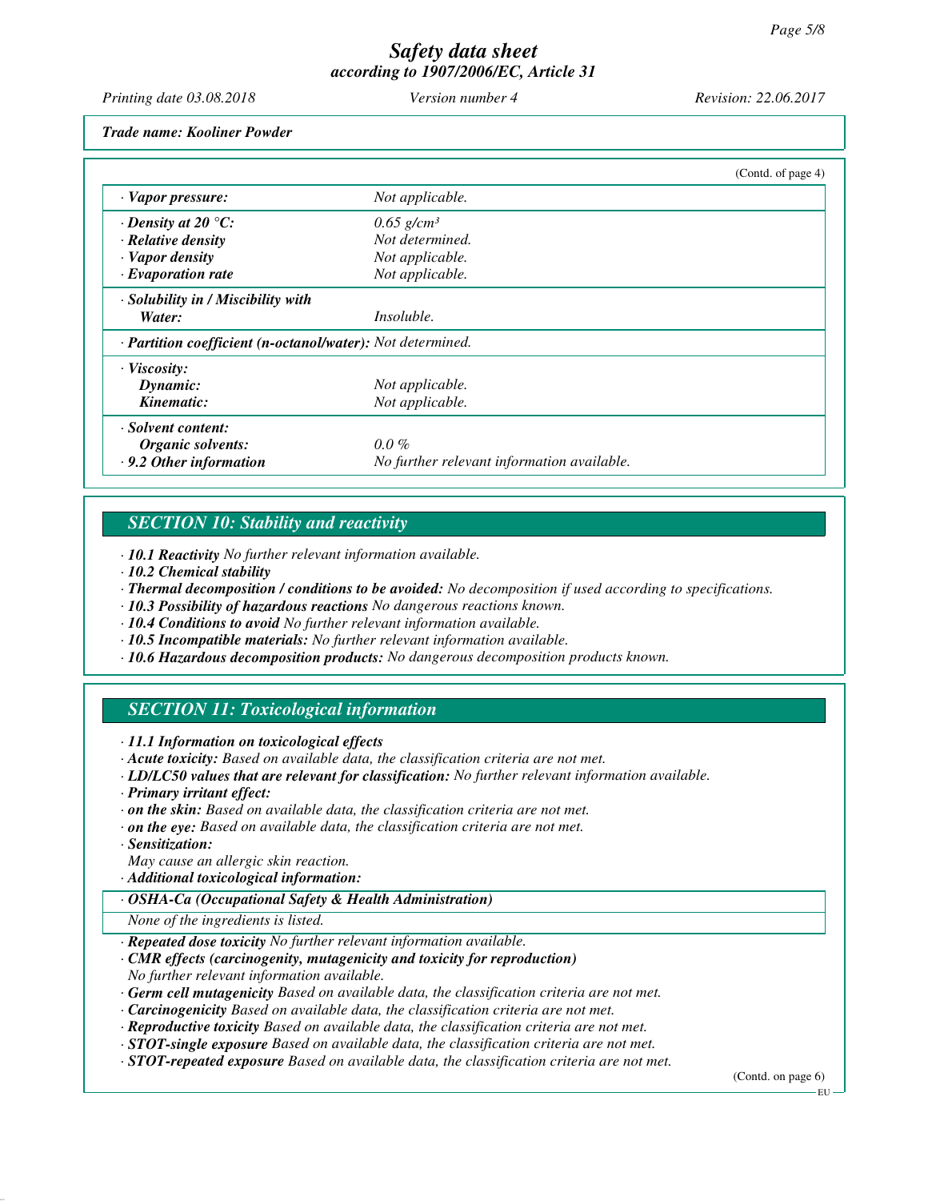(Contd. of page 4)

| | |
|---|---|
| · **Vapor pressure:** | Not applicable. |
| · **Density at 20 °C:** | 0.65 g/cm³ |
| · **Relative density** | Not determined. |
| · **Vapor density** | Not applicable. |
| · **Evaporation rate** | Not applicable. |
| · **Solubility in / Miscibility with** | |
| **Water:** | Insoluble. |
| · **Partition coefficient (n-octanol/water):** Not determined. | |
| · **Viscosity:** | |
| **Dynamic:** | Not applicable. |
| **Kinematic:** | Not applicable. |
| · **Solvent content:** | |
| **Organic solvents:** | 0.0 % |
| · **9.2 Other information** | No further relevant information available. |

## SECTION 10: Stability and reactivity

· **10.1 Reactivity** No further relevant information available.
· **10.2 Chemical stability**
· **Thermal decomposition / conditions to be avoided:** No decomposition if used according to specifications.
· **10.3 Possibility of hazardous reactions** No dangerous reactions known.
· **10.4 Conditions to avoid** No further relevant information available.
· **10.5 Incompatible materials:** No further relevant information available.
· **10.6 Hazardous decomposition products:** No dangerous decomposition products known.

## SECTION 11: Toxicological information

· **11.1 Information on toxicological effects**
· **Acute toxicity:** Based on available data, the classification criteria are not met.
· **LD/LC50 values that are relevant for classification:** No further relevant information available.
· **Primary irritant effect:**
· **on the skin:** Based on available data, the classification criteria are not met.
· **on the eye:** Based on available data, the classification criteria are not met.
· **Sensitization:**
May cause an allergic skin reaction.
· **Additional toxicological information:**

| · **OSHA-Ca (Occupational Safety & Health Administration)** |
|---|
| None of the ingredients is listed. |

· **Repeated dose toxicity** No further relevant information available.
· **CMR effects (carcinogenity, mutagenicity and toxicity for reproduction)**
No further relevant information available.
· **Germ cell mutagenicity** Based on available data, the classification criteria are not met.
· **Carcinogenicity** Based on available data, the classification criteria are not met.
· **Reproductive toxicity** Based on available data, the classification criteria are not met.
· **STOT-single exposure** Based on available data, the classification criteria are not met.
· **STOT-repeated exposure** Based on available data, the classification criteria are not met.

(Contd. on page 6)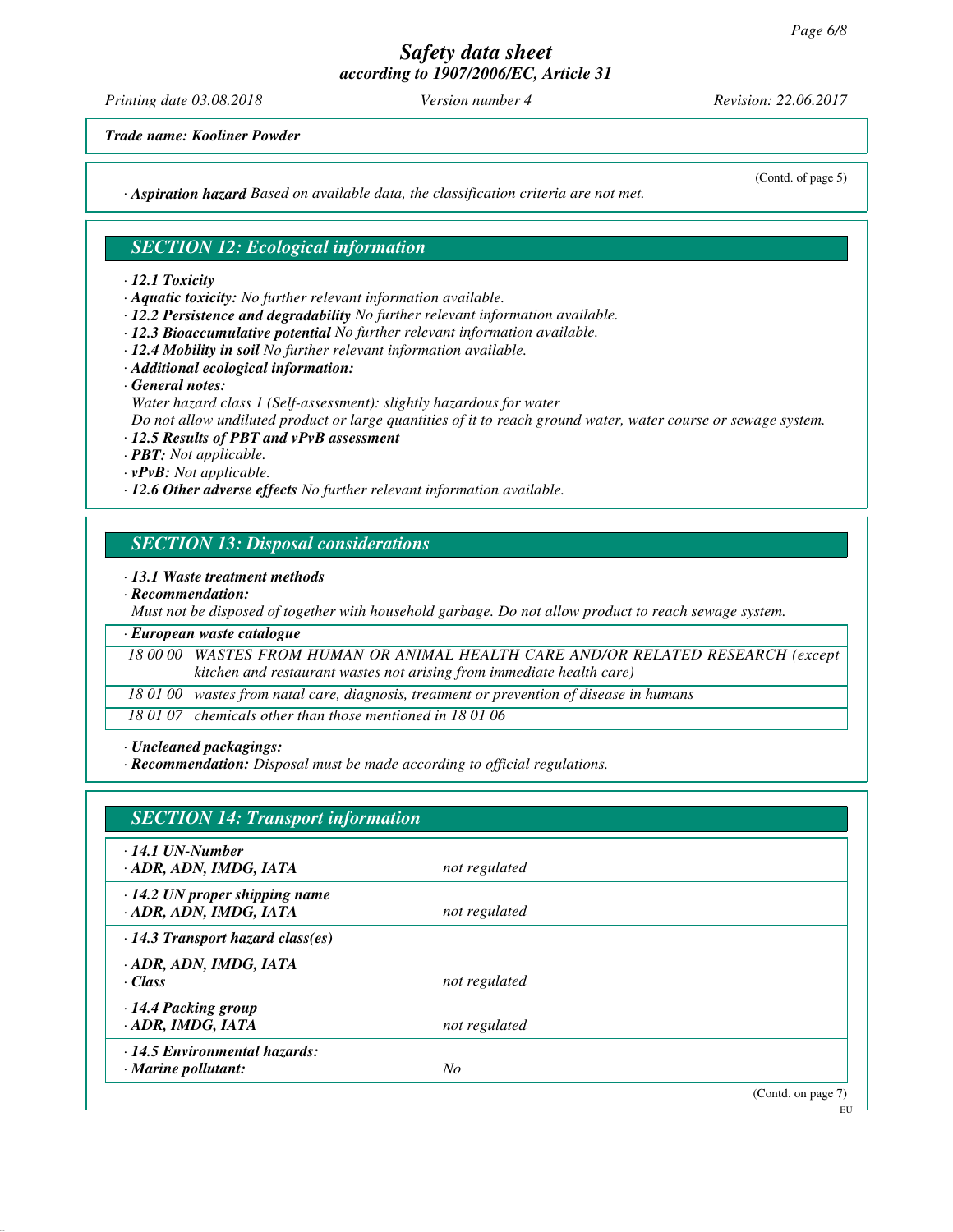*Trade name: Kooliner Powder*

(Contd. of page 5)

· ***Aspiration hazard*** *Based on available data, the classification criteria are not met.*

## SECTION 12: Ecological information

· ***12.1 Toxicity***
· ***Aquatic toxicity:*** *No further relevant information available.*
· ***12.2 Persistence and degradability*** *No further relevant information available.*
· ***12.3 Bioaccumulative potential*** *No further relevant information available.*
· ***12.4 Mobility in soil*** *No further relevant information available.*
· ***Additional ecological information:***
· ***General notes:***
*Water hazard class 1 (Self-assessment): slightly hazardous for water*
*Do not allow undiluted product or large quantities of it to reach ground water, water course or sewage system.*
· ***12.5 Results of PBT and vPvB assessment***
· ***PBT:*** *Not applicable.*
· ***vPvB:*** *Not applicable.*
· ***12.6 Other adverse effects*** *No further relevant information available.*

## SECTION 13: Disposal considerations

· ***13.1 Waste treatment methods***
· ***Recommendation:***
*Must not be disposed of together with household garbage. Do not allow product to reach sewage system.*

| · ***European waste catalogue*** | |
|---|---|
| *18 00 00* | *WASTES FROM HUMAN OR ANIMAL HEALTH CARE AND/OR RELATED RESEARCH (except kitchen and restaurant wastes not arising from immediate health care)* |
| *18 01 00* | *wastes from natal care, diagnosis, treatment or prevention of disease in humans* |
| *18 01 07* | *chemicals other than those mentioned in 18 01 06* |

· ***Uncleaned packagings:***
· ***Recommendation:*** *Disposal must be made according to official regulations.*

## SECTION 14: Transport information

| | |
|---|---|
| · ***14.1 UN-Number*** <br> · ***ADR, ADN, IMDG, IATA*** | *not regulated* |
| · ***14.2 UN proper shipping name*** <br> · ***ADR, ADN, IMDG, IATA*** | *not regulated* |
| · ***14.3 Transport hazard class(es)*** | |
| · ***ADR, ADN, IMDG, IATA*** <br> · ***Class*** | *not regulated* |
| · ***14.4 Packing group*** <br> · ***ADR, IMDG, IATA*** | *not regulated* |
| · ***14.5 Environmental hazards:*** <br> · ***Marine pollutant:*** | *No* |

(Contd. on page 7)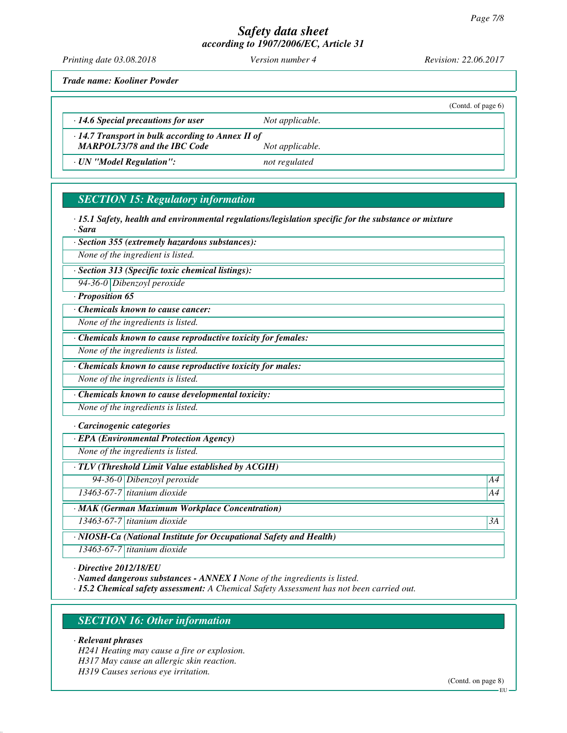(Contd. of page 6)

| | |
|---|---|
| · 14.6 Special precautions for user | Not applicable. |
| · 14.7 Transport in bulk according to Annex II of MARPOL73/78 and the IBC Code | Not applicable. |
| · UN "Model Regulation": | not regulated |

## SECTION 15: Regulatory information

· **15.1 Safety, health and environmental regulations/legislation specific for the substance or mixture**

· **Sara**

· **Section 355 (extremely hazardous substances):**

None of the ingredient is listed.

· **Section 313 (Specific toxic chemical listings):**

| | |
|---|---|
| 94-36-0 | Dibenzoyl peroxide |

· **Proposition 65**

· **Chemicals known to cause cancer:**

None of the ingredients is listed.

· **Chemicals known to cause reproductive toxicity for females:**

None of the ingredients is listed.

· **Chemicals known to cause reproductive toxicity for males:**

None of the ingredients is listed.

· **Chemicals known to cause developmental toxicity:**

None of the ingredients is listed.

· **Carcinogenic categories**

· **EPA (Environmental Protection Agency)**

None of the ingredients is listed.

· **TLV (Threshold Limit Value established by ACGIH)**

| | | |
|---|---|---|
| 94-36-0 | Dibenzoyl peroxide | A4 |
| 13463-67-7 | titanium dioxide | A4 |

· **MAK (German Maximum Workplace Concentration)**

| | | |
|---|---|---|
| 13463-67-7 | titanium dioxide | 3A |

· **NIOSH-Ca (National Institute for Occupational Safety and Health)**

| | |
|---|---|
| 13463-67-7 | titanium dioxide |

· **Directive 2012/18/EU**

· **Named dangerous substances - ANNEX I** None of the ingredients is listed.

· **15.2 Chemical safety assessment:** A Chemical Safety Assessment has not been carried out.

## SECTION 16: Other information

· **Relevant phrases**

H241 Heating may cause a fire or explosion.
H317 May cause an allergic skin reaction.
H319 Causes serious eye irritation.

(Contd. on page 8)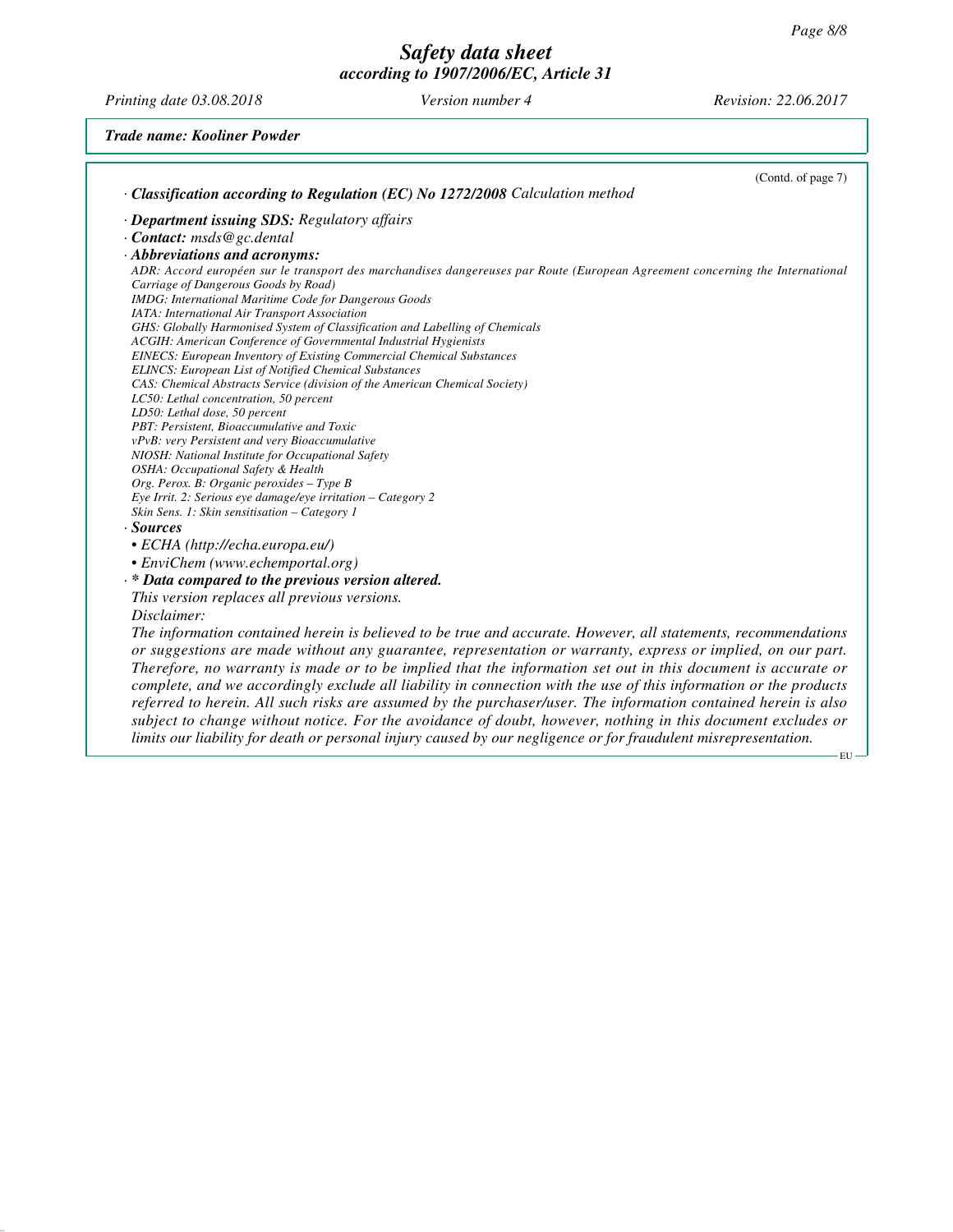(Contd. of page 7)

· **Classification according to Regulation (EC) No 1272/2008** *Calculation method*

· **Department issuing SDS:** *Regulatory affairs*

· **Contact:** *msds@gc.dental*

· **Abbreviations and acronyms:**

*ADR: Accord européen sur le transport des marchandises dangereuses par Route (European Agreement concerning the International Carriage of Dangerous Goods by Road)*
*IMDG: International Maritime Code for Dangerous Goods*
*IATA: International Air Transport Association*
*GHS: Globally Harmonised System of Classification and Labelling of Chemicals*
*ACGIH: American Conference of Governmental Industrial Hygienists*
*EINECS: European Inventory of Existing Commercial Chemical Substances*
*ELINCS: European List of Notified Chemical Substances*
*CAS: Chemical Abstracts Service (division of the American Chemical Society)*
*LC50: Lethal concentration, 50 percent*
*LD50: Lethal dose, 50 percent*
*PBT: Persistent, Bioaccumulative and Toxic*
*vPvB: very Persistent and very Bioaccumulative*
*NIOSH: National Institute for Occupational Safety*
*OSHA: Occupational Safety & Health*
*Org. Perox. B: Organic peroxides – Type B*
*Eye Irrit. 2: Serious eye damage/eye irritation – Category 2*
*Skin Sens. 1: Skin sensitisation – Category 1*

· **Sources**

- *ECHA (http://echa.europa.eu/)*
- *EnviChem (www.echemportal.org)*

· **\* Data compared to the previous version altered.**

*This version replaces all previous versions.*

*Disclaimer:*

*The information contained herein is believed to be true and accurate. However, all statements, recommendations or suggestions are made without any guarantee, representation or warranty, express or implied, on our part. Therefore, no warranty is made or to be implied that the information set out in this document is accurate or complete, and we accordingly exclude all liability in connection with the use of this information or the products referred to herein. All such risks are assumed by the purchaser/user. The information contained herein is also subject to change without notice. For the avoidance of doubt, however, nothing in this document excludes or limits our liability for death or personal injury caused by our negligence or for fraudulent misrepresentation.*

EU